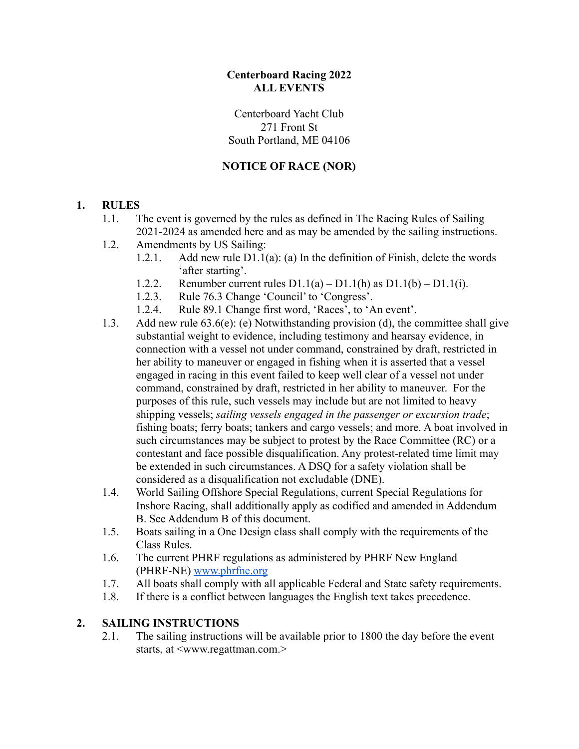**Centerboard Racing 2022**
**ALL EVENTS**

Centerboard Yacht Club
271 Front St
South Portland, ME 04106

**NOTICE OF RACE (NOR)**

## 1. RULES

1.1. The event is governed by the rules as defined in The Racing Rules of Sailing 2021-2024 as amended here and as may be amended by the sailing instructions.

1.2. Amendments by US Sailing:

- 1.2.1. Add new rule D1.1(a): (a) In the definition of Finish, delete the words 'after starting'.
- 1.2.2. Renumber current rules D1.1(a) – D1.1(h) as D1.1(b) – D1.1(i).
- 1.2.3. Rule 76.3 Change 'Council' to 'Congress'.
- 1.2.4. Rule 89.1 Change first word, 'Races', to 'An event'.

1.3. Add new rule 63.6(e): (e) Notwithstanding provision (d), the committee shall give substantial weight to evidence, including testimony and hearsay evidence, in connection with a vessel not under command, constrained by draft, restricted in her ability to maneuver or engaged in fishing when it is asserted that a vessel engaged in racing in this event failed to keep well clear of a vessel not under command, constrained by draft, restricted in her ability to maneuver. For the purposes of this rule, such vessels may include but are not limited to heavy shipping vessels; *sailing vessels engaged in the passenger or excursion trade*; fishing boats; ferry boats; tankers and cargo vessels; and more. A boat involved in such circumstances may be subject to protest by the Race Committee (RC) or a contestant and face possible disqualification. Any protest-related time limit may be extended in such circumstances. A DSQ for a safety violation shall be considered as a disqualification not excludable (DNE).

1.4. World Sailing Offshore Special Regulations, current Special Regulations for Inshore Racing, shall additionally apply as codified and amended in Addendum B. See Addendum B of this document.

1.5. Boats sailing in a One Design class shall comply with the requirements of the Class Rules.

1.6. The current PHRF regulations as administered by PHRF New England (PHRF-NE) [www.phrfne.org](http://www.phrfne.org)

1.7. All boats shall comply with all applicable Federal and State safety requirements.

1.8. If there is a conflict between languages the English text takes precedence.

## 2. SAILING INSTRUCTIONS

2.1. The sailing instructions will be available prior to 1800 the day before the event starts, at <www.regattman.com.>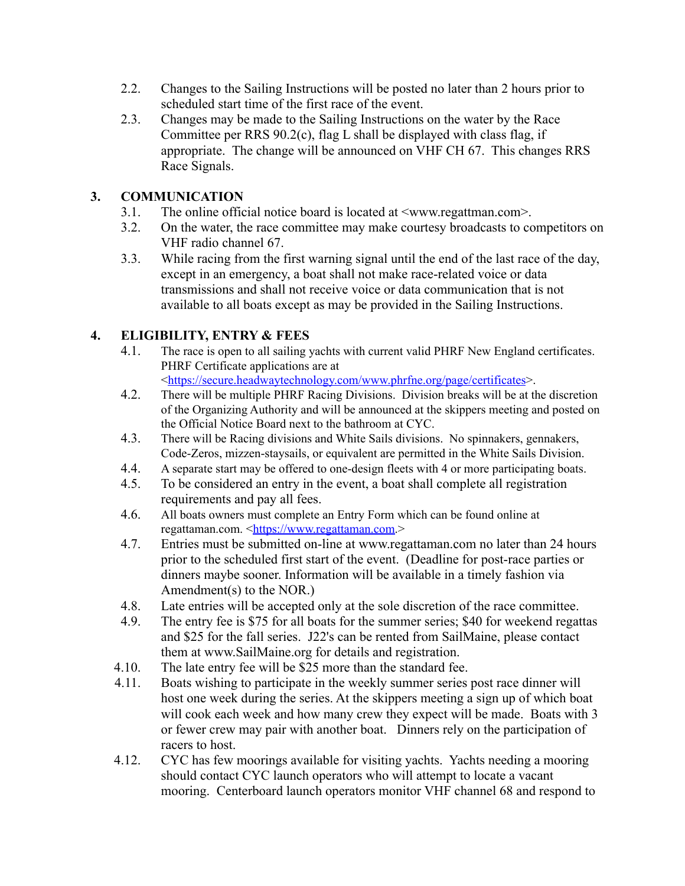2.2. Changes to the Sailing Instructions will be posted no later than 2 hours prior to scheduled start time of the first race of the event.

2.3. Changes may be made to the Sailing Instructions on the water by the Race Committee per RRS 90.2(c), flag L shall be displayed with class flag, if appropriate. The change will be announced on VHF CH 67. This changes RRS Race Signals.

## 3. COMMUNICATION

3.1. The online official notice board is located at <www.regattman.com>.

3.2. On the water, the race committee may make courtesy broadcasts to competitors on VHF radio channel 67.

3.3. While racing from the first warning signal until the end of the last race of the day, except in an emergency, a boat shall not make race-related voice or data transmissions and shall not receive voice or data communication that is not available to all boats except as may be provided in the Sailing Instructions.

## 4. ELIGIBILITY, ENTRY & FEES

4.1. The race is open to all sailing yachts with current valid PHRF New England certificates. PHRF Certificate applications are at <https://secure.headwaytechnology.com/www.phrfne.org/page/certificates>.

4.2. There will be multiple PHRF Racing Divisions. Division breaks will be at the discretion of the Organizing Authority and will be announced at the skippers meeting and posted on the Official Notice Board next to the bathroom at CYC.

4.3. There will be Racing divisions and White Sails divisions. No spinnakers, gennakers, Code-Zeros, mizzen-staysails, or equivalent are permitted in the White Sails Division.

4.4. A separate start may be offered to one-design fleets with 4 or more participating boats.

4.5. To be considered an entry in the event, a boat shall complete all registration requirements and pay all fees.

4.6. All boats owners must complete an Entry Form which can be found online at regattaman.com. <https://www.regattaman.com.>

4.7. Entries must be submitted on-line at www.regattaman.com no later than 24 hours prior to the scheduled first start of the event. (Deadline for post-race parties or dinners maybe sooner. Information will be available in a timely fashion via Amendment(s) to the NOR.)

4.8. Late entries will be accepted only at the sole discretion of the race committee.

4.9. The entry fee is $75 for all boats for the summer series; $40 for weekend regattas and $25 for the fall series. J22's can be rented from SailMaine, please contact them at www.SailMaine.org for details and registration.

4.10. The late entry fee will be $25 more than the standard fee.

4.11. Boats wishing to participate in the weekly summer series post race dinner will host one week during the series. At the skippers meeting a sign up of which boat will cook each week and how many crew they expect will be made. Boats with 3 or fewer crew may pair with another boat. Dinners rely on the participation of racers to host.

4.12. CYC has few moorings available for visiting yachts. Yachts needing a mooring should contact CYC launch operators who will attempt to locate a vacant mooring. Centerboard launch operators monitor VHF channel 68 and respond to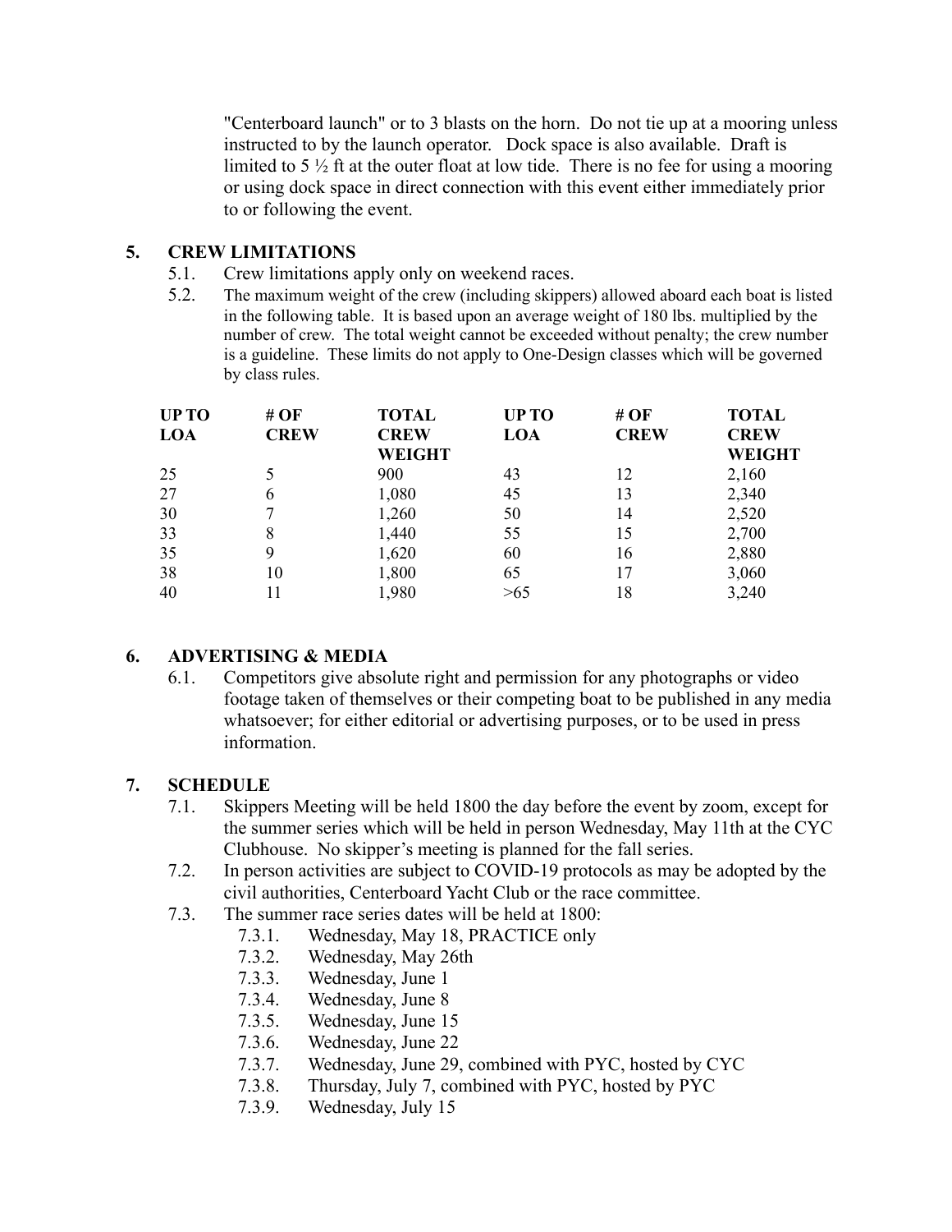"Centerboard launch" or to 3 blasts on the horn. Do not tie up at a mooring unless instructed to by the launch operator. Dock space is also available. Draft is limited to 5 ½ ft at the outer float at low tide. There is no fee for using a mooring or using dock space in direct connection with this event either immediately prior to or following the event.

## 5. CREW LIMITATIONS

5.1. Crew limitations apply only on weekend races.

5.2. The maximum weight of the crew (including skippers) allowed aboard each boat is listed in the following table. It is based upon an average weight of 180 lbs. multiplied by the number of crew. The total weight cannot be exceeded without penalty; the crew number is a guideline. These limits do not apply to One-Design classes which will be governed by class rules.

| UP TO LOA | # OF CREW | TOTAL CREW WEIGHT | UP TO LOA | # OF CREW | TOTAL CREW WEIGHT |
|---|---|---|---|---|---|
| 25 | 5 | 900 | 43 | 12 | 2,160 |
| 27 | 6 | 1,080 | 45 | 13 | 2,340 |
| 30 | 7 | 1,260 | 50 | 14 | 2,520 |
| 33 | 8 | 1,440 | 55 | 15 | 2,700 |
| 35 | 9 | 1,620 | 60 | 16 | 2,880 |
| 38 | 10 | 1,800 | 65 | 17 | 3,060 |
| 40 | 11 | 1,980 | >65 | 18 | 3,240 |

## 6. ADVERTISING & MEDIA

6.1. Competitors give absolute right and permission for any photographs or video footage taken of themselves or their competing boat to be published in any media whatsoever; for either editorial or advertising purposes, or to be used in press information.

## 7. SCHEDULE

7.1. Skippers Meeting will be held 1800 the day before the event by zoom, except for the summer series which will be held in person Wednesday, May 11th at the CYC Clubhouse. No skipper's meeting is planned for the fall series.

7.2. In person activities are subject to COVID-19 protocols as may be adopted by the civil authorities, Centerboard Yacht Club or the race committee.

7.3. The summer race series dates will be held at 1800:

- 7.3.1. Wednesday, May 18, PRACTICE only
- 7.3.2. Wednesday, May 26th
- 7.3.3. Wednesday, June 1
- 7.3.4. Wednesday, June 8
- 7.3.5. Wednesday, June 15
- 7.3.6. Wednesday, June 22
- 7.3.7. Wednesday, June 29, combined with PYC, hosted by CYC
- 7.3.8. Thursday, July 7, combined with PYC, hosted by PYC
- 7.3.9. Wednesday, July 15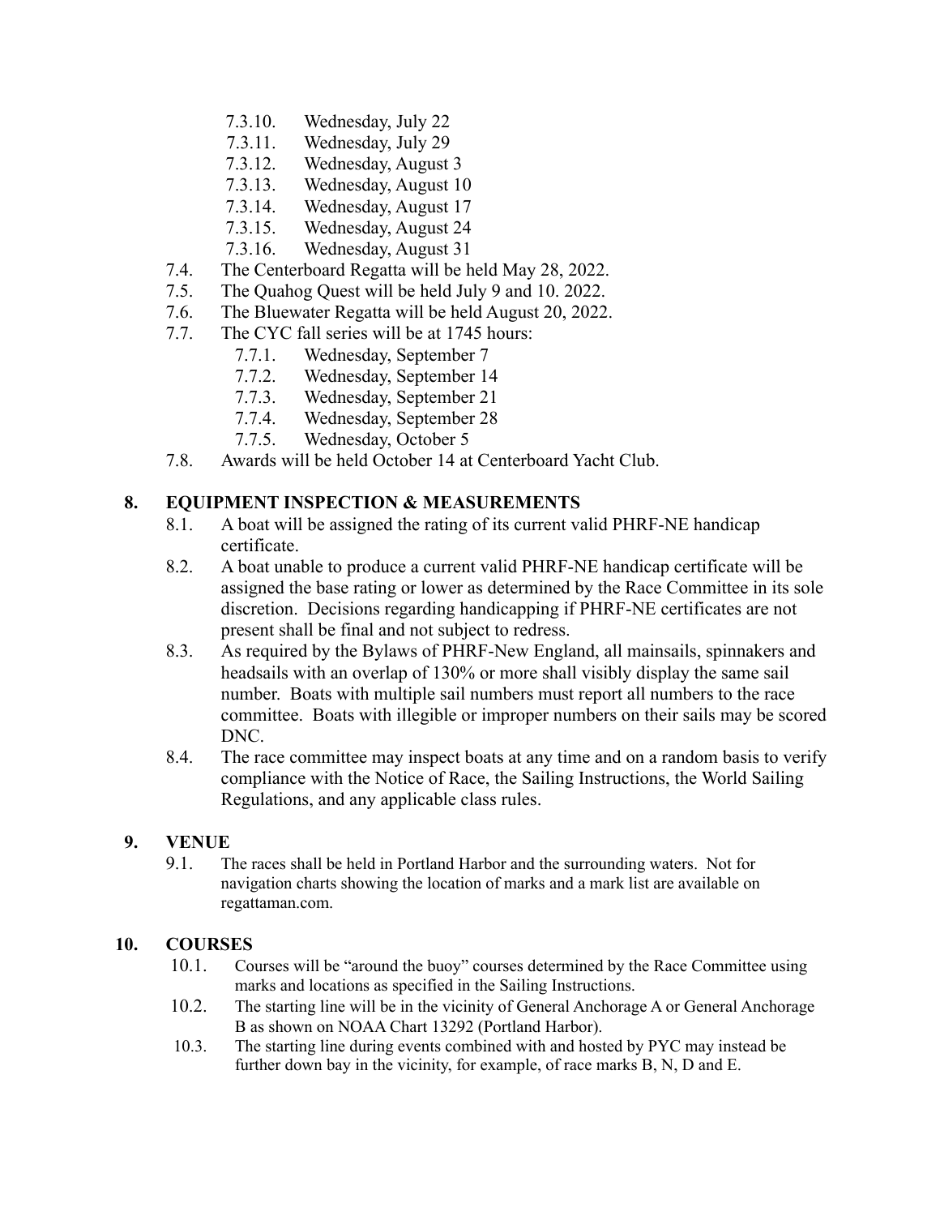- 7.3.10. Wednesday, July 22
- 7.3.11. Wednesday, July 29
- 7.3.12. Wednesday, August 3
- 7.3.13. Wednesday, August 10
- 7.3.14. Wednesday, August 17
- 7.3.15. Wednesday, August 24
- 7.3.16. Wednesday, August 31

7.4. The Centerboard Regatta will be held May 28, 2022.

7.5. The Quahog Quest will be held July 9 and 10. 2022.

7.6. The Bluewater Regatta will be held August 20, 2022.

7.7. The CYC fall series will be at 1745 hours:

- 7.7.1. Wednesday, September 7
- 7.7.2. Wednesday, September 14
- 7.7.3. Wednesday, September 21
- 7.7.4. Wednesday, September 28
- 7.7.5. Wednesday, October 5

7.8. Awards will be held October 14 at Centerboard Yacht Club.

## 8. EQUIPMENT INSPECTION & MEASUREMENTS

8.1. A boat will be assigned the rating of its current valid PHRF-NE handicap certificate.

8.2. A boat unable to produce a current valid PHRF-NE handicap certificate will be assigned the base rating or lower as determined by the Race Committee in its sole discretion. Decisions regarding handicapping if PHRF-NE certificates are not present shall be final and not subject to redress.

8.3. As required by the Bylaws of PHRF-New England, all mainsails, spinnakers and headsails with an overlap of 130% or more shall visibly display the same sail number. Boats with multiple sail numbers must report all numbers to the race committee. Boats with illegible or improper numbers on their sails may be scored DNC.

8.4. The race committee may inspect boats at any time and on a random basis to verify compliance with the Notice of Race, the Sailing Instructions, the World Sailing Regulations, and any applicable class rules.

## 9. VENUE

9.1. The races shall be held in Portland Harbor and the surrounding waters. Not for navigation charts showing the location of marks and a mark list are available on regattaman.com.

## 10. COURSES

10.1. Courses will be "around the buoy" courses determined by the Race Committee using marks and locations as specified in the Sailing Instructions.

10.2. The starting line will be in the vicinity of General Anchorage A or General Anchorage B as shown on NOAA Chart 13292 (Portland Harbor).

10.3. The starting line during events combined with and hosted by PYC may instead be further down bay in the vicinity, for example, of race marks B, N, D and E.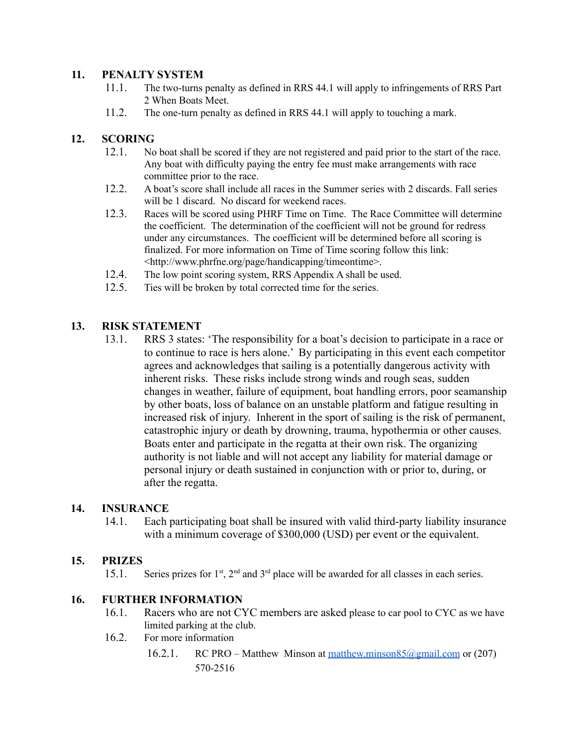## 11. PENALTY SYSTEM

11.1. The two-turns penalty as defined in RRS 44.1 will apply to infringements of RRS Part 2 When Boats Meet.

11.2. The one-turn penalty as defined in RRS 44.1 will apply to touching a mark.

## 12. SCORING

12.1. No boat shall be scored if they are not registered and paid prior to the start of the race. Any boat with difficulty paying the entry fee must make arrangements with race committee prior to the race.

12.2. A boat's score shall include all races in the Summer series with 2 discards. Fall series will be 1 discard. No discard for weekend races.

12.3. Races will be scored using PHRF Time on Time. The Race Committee will determine the coefficient. The determination of the coefficient will not be ground for redress under any circumstances. The coefficient will be determined before all scoring is finalized. For more information on Time of Time scoring follow this link: <http://www.phrfne.org/page/handicapping/timeontime>.

12.4. The low point scoring system, RRS Appendix A shall be used.

12.5. Ties will be broken by total corrected time for the series.

## 13. RISK STATEMENT

13.1. RRS 3 states: 'The responsibility for a boat's decision to participate in a race or to continue to race is hers alone.' By participating in this event each competitor agrees and acknowledges that sailing is a potentially dangerous activity with inherent risks. These risks include strong winds and rough seas, sudden changes in weather, failure of equipment, boat handling errors, poor seamanship by other boats, loss of balance on an unstable platform and fatigue resulting in increased risk of injury. Inherent in the sport of sailing is the risk of permanent, catastrophic injury or death by drowning, trauma, hypothermia or other causes. Boats enter and participate in the regatta at their own risk. The organizing authority is not liable and will not accept any liability for material damage or personal injury or death sustained in conjunction with or prior to, during, or after the regatta.

## 14. INSURANCE

14.1. Each participating boat shall be insured with valid third-party liability insurance with a minimum coverage of $300,000 (USD) per event or the equivalent.

## 15. PRIZES

15.1. Series prizes for 1st, 2nd and 3rd place will be awarded for all classes in each series.

## 16. FURTHER INFORMATION

16.1. Racers who are not CYC members are asked please to car pool to CYC as we have limited parking at the club.

16.2. For more information

16.2.1. RC PRO – Matthew Minson at [matthew.minson85@gmail.com](mailto:matthew.minson85@gmail.com) or (207) 570-2516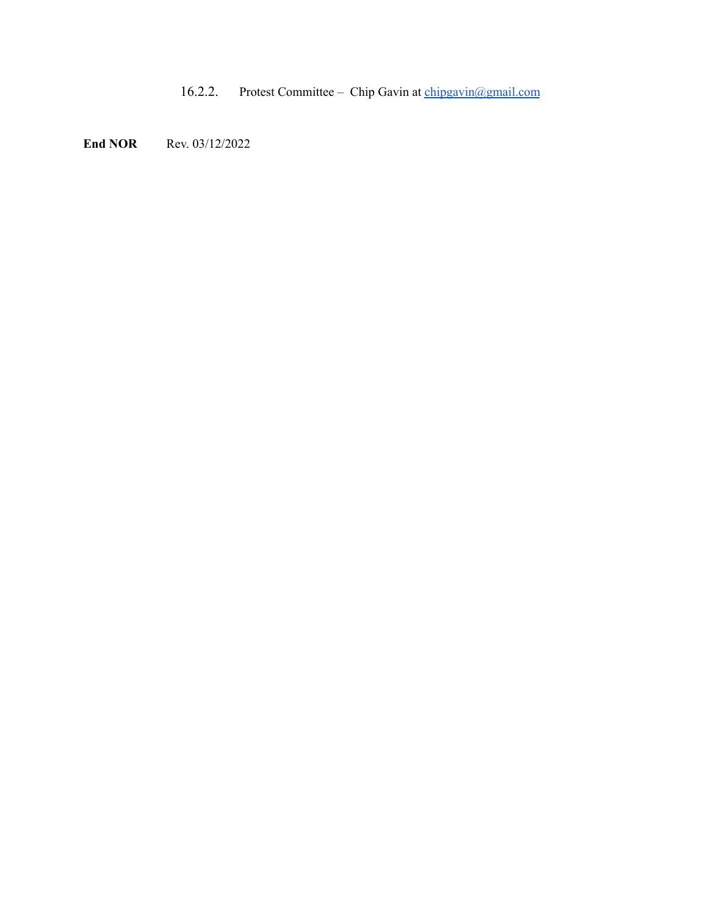16.2.2. Protest Committee – Chip Gavin at chipgavin@gmail.com

**End NOR** Rev. 03/12/2022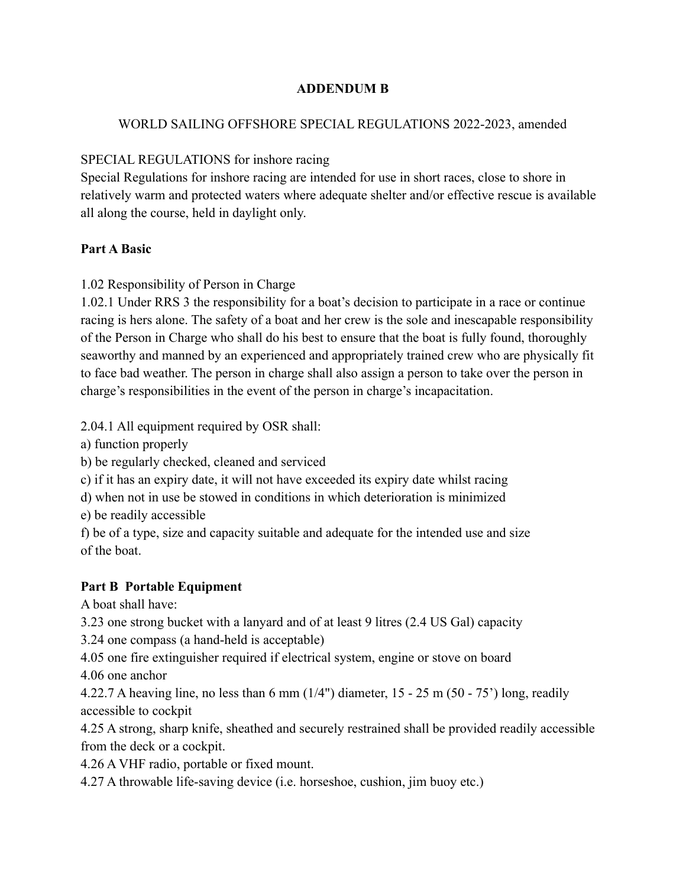# ADDENDUM B

WORLD SAILING OFFSHORE SPECIAL REGULATIONS 2022-2023, amended

SPECIAL REGULATIONS for inshore racing
Special Regulations for inshore racing are intended for use in short races, close to shore in relatively warm and protected waters where adequate shelter and/or effective rescue is available all along the course, held in daylight only.

## Part A Basic

1.02 Responsibility of Person in Charge
1.02.1 Under RRS 3 the responsibility for a boat's decision to participate in a race or continue racing is hers alone. The safety of a boat and her crew is the sole and inescapable responsibility of the Person in Charge who shall do his best to ensure that the boat is fully found, thoroughly seaworthy and manned by an experienced and appropriately trained crew who are physically fit to face bad weather. The person in charge shall also assign a person to take over the person in charge's responsibilities in the event of the person in charge's incapacitation.

2.04.1 All equipment required by OSR shall:
a) function properly
b) be regularly checked, cleaned and serviced
c) if it has an expiry date, it will not have exceeded its expiry date whilst racing
d) when not in use be stowed in conditions in which deterioration is minimized
e) be readily accessible
f) be of a type, size and capacity suitable and adequate for the intended use and size of the boat.

## Part B Portable Equipment

A boat shall have:
3.23 one strong bucket with a lanyard and of at least 9 litres (2.4 US Gal) capacity
3.24 one compass (a hand-held is acceptable)
4.05 one fire extinguisher required if electrical system, engine or stove on board
4.06 one anchor
4.22.7 A heaving line, no less than 6 mm (1/4") diameter, 15 - 25 m (50 - 75') long, readily accessible to cockpit
4.25 A strong, sharp knife, sheathed and securely restrained shall be provided readily accessible from the deck or a cockpit.
4.26 A VHF radio, portable or fixed mount.
4.27 A throwable life-saving device (i.e. horseshoe, cushion, jim buoy etc.)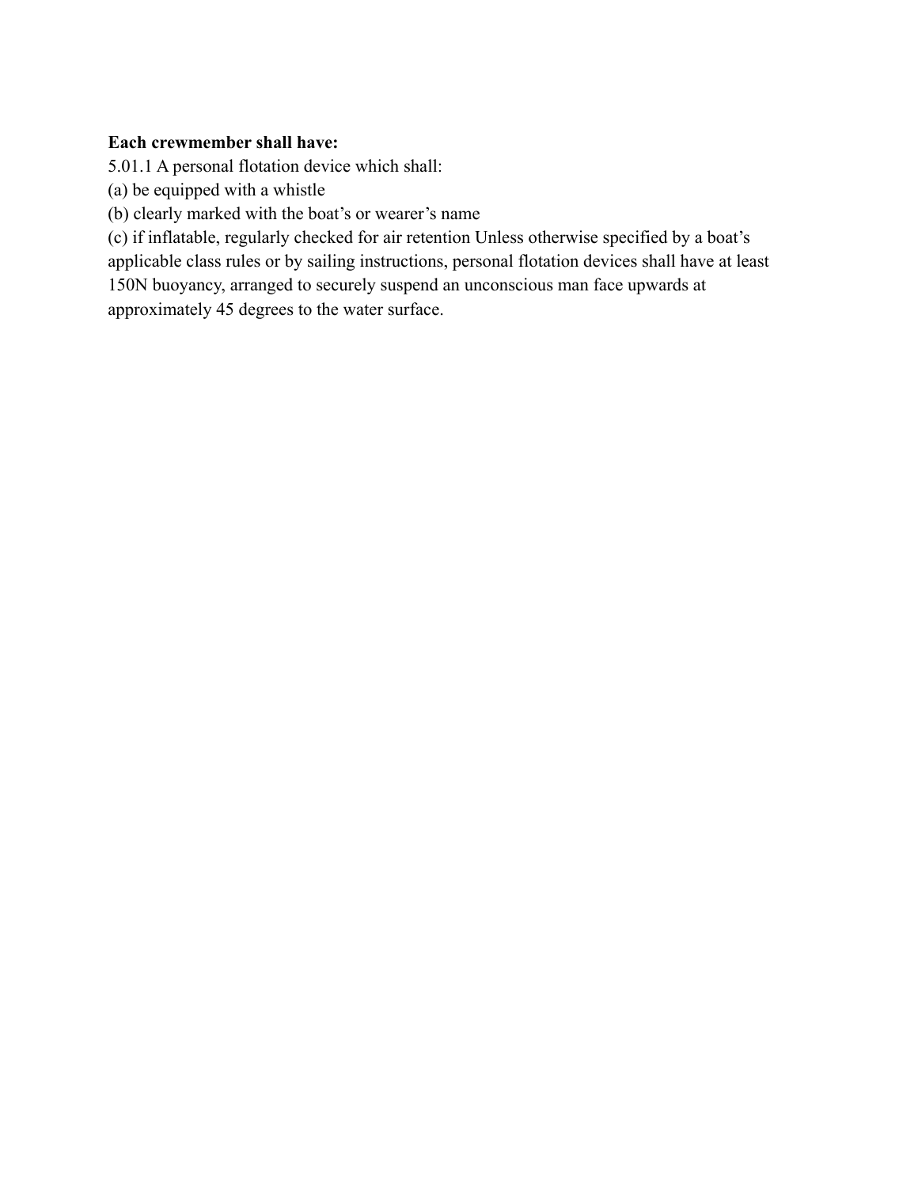**Each crewmember shall have:**

5.01.1 A personal flotation device which shall:

(a) be equipped with a whistle

(b) clearly marked with the boat's or wearer's name

(c) if inflatable, regularly checked for air retention Unless otherwise specified by a boat's applicable class rules or by sailing instructions, personal flotation devices shall have at least 150N buoyancy, arranged to securely suspend an unconscious man face upwards at approximately 45 degrees to the water surface.